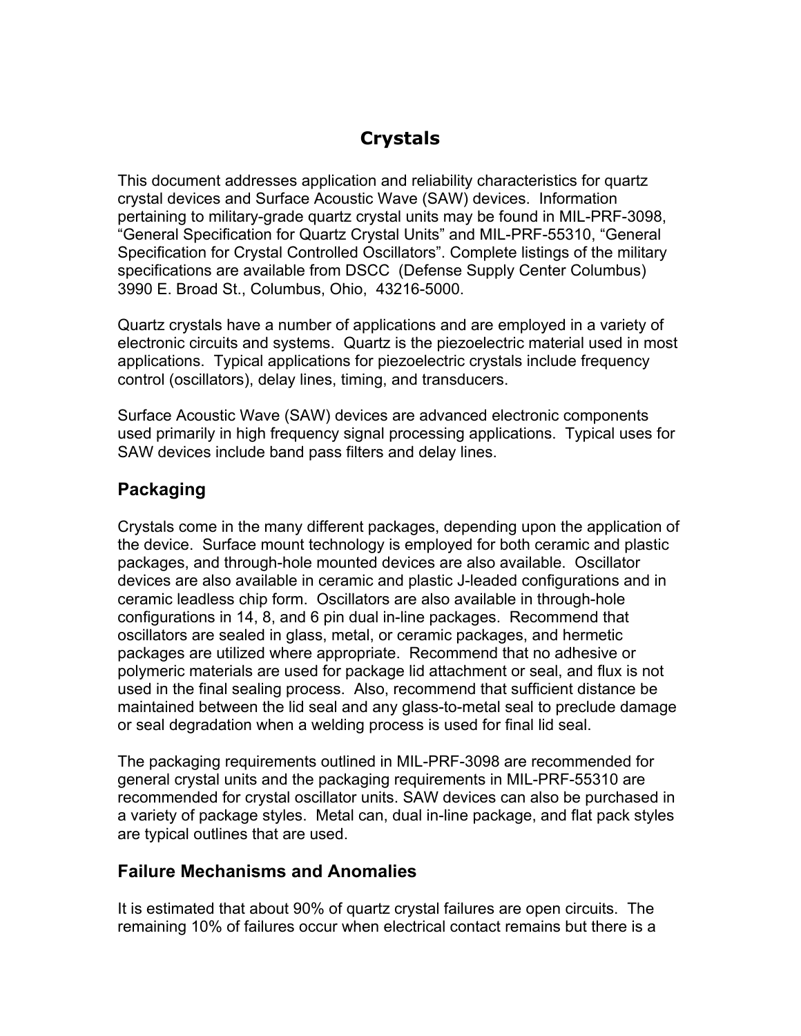// Crystals

This document addresses application and reliability characteristics for quartz crystal devices and Surface Acoustic Wave (SAW) devices. Information pertaining to military-grade quartz crystal units may be found in MIL-PRF-3098, "General Specification for Quartz Crystal Units" and MIL-PRF-55310, "General Specification for Crystal Controlled Oscillators". Complete listings of the military specifications are available from DSCC (Defense Supply Center Columbus) 3990 E. Broad St., Columbus, Ohio, 43216-5000.

Quartz crystals have a number of applications and are employed in a variety of electronic circuits and systems. Quartz is the piezoelectric material used in most applications. Typical applications for piezoelectric crystals include frequency control (oscillators), delay lines, timing, and transducers.

Surface Acoustic Wave (SAW) devices are advanced electronic components used primarily in high frequency signal processing applications. Typical uses for SAW devices include band pass filters and delay lines.

## Packaging

Crystals come in the many different packages, depending upon the application of the device. Surface mount technology is employed for both ceramic and plastic packages, and through-hole mounted devices are also available. Oscillator devices are also available in ceramic and plastic J-leaded configurations and in ceramic leadless chip form. Oscillators are also available in through-hole configurations in 14, 8, and 6 pin dual in-line packages. Recommend that oscillators are sealed in glass, metal, or ceramic packages, and hermetic packages are utilized where appropriate. Recommend that no adhesive or polymeric materials are used for package lid attachment or seal, and flux is not used in the final sealing process. Also, recommend that sufficient distance be maintained between the lid seal and any glass-to-metal seal to preclude damage or seal degradation when a welding process is used for final lid seal.

The packaging requirements outlined in MIL-PRF-3098 are recommended for general crystal units and the packaging requirements in MIL-PRF-55310 are recommended for crystal oscillator units. SAW devices can also be purchased in a variety of package styles. Metal can, dual in-line package, and flat pack styles are typical outlines that are used.

## Failure Mechanisms and Anomalies

It is estimated that about 90% of quartz crystal failures are open circuits. The remaining 10% of failures occur when electrical contact remains but there is a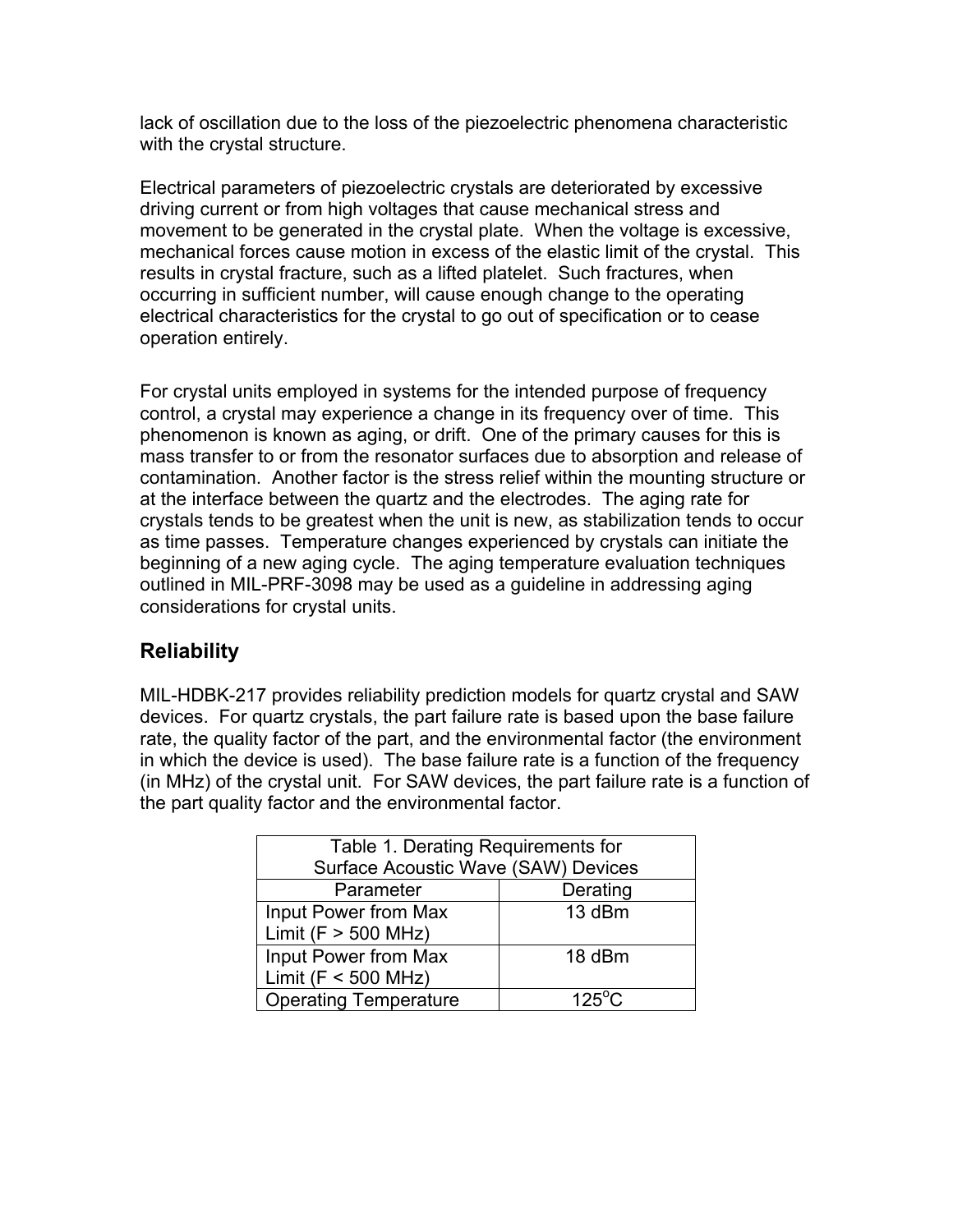lack of oscillation due to the loss of the piezoelectric phenomena characteristic with the crystal structure.

Electrical parameters of piezoelectric crystals are deteriorated by excessive driving current or from high voltages that cause mechanical stress and movement to be generated in the crystal plate. When the voltage is excessive, mechanical forces cause motion in excess of the elastic limit of the crystal. This results in crystal fracture, such as a lifted platelet. Such fractures, when occurring in sufficient number, will cause enough change to the operating electrical characteristics for the crystal to go out of specification or to cease operation entirely.

For crystal units employed in systems for the intended purpose of frequency control, a crystal may experience a change in its frequency over of time. This phenomenon is known as aging, or drift. One of the primary causes for this is mass transfer to or from the resonator surfaces due to absorption and release of contamination. Another factor is the stress relief within the mounting structure or at the interface between the quartz and the electrodes. The aging rate for crystals tends to be greatest when the unit is new, as stabilization tends to occur as time passes. Temperature changes experienced by crystals can initiate the beginning of a new aging cycle. The aging temperature evaluation techniques outlined in MIL-PRF-3098 may be used as a guideline in addressing aging considerations for crystal units.

## Reliability

MIL-HDBK-217 provides reliability prediction models for quartz crystal and SAW devices. For quartz crystals, the part failure rate is based upon the base failure rate, the quality factor of the part, and the environmental factor (the environment in which the device is used). The base failure rate is a function of the frequency (in MHz) of the crystal unit. For SAW devices, the part failure rate is a function of the part quality factor and the environmental factor.

Table 1. Derating Requirements for Surface Acoustic Wave (SAW) Devices

| Parameter | Derating |
|---|---|
| Input Power from Max Limit (F > 500 MHz) | 13 dBm |
| Input Power from Max Limit (F < 500 MHz) | 18 dBm |
| Operating Temperature | 125$^{o}$C |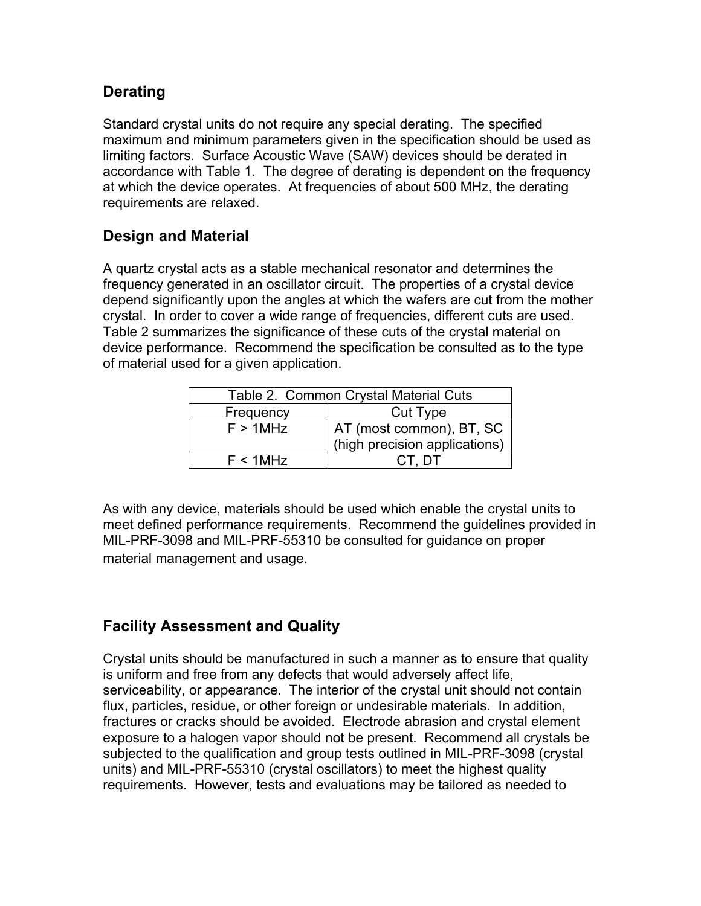## Derating

Standard crystal units do not require any special derating. The specified maximum and minimum parameters given in the specification should be used as limiting factors. Surface Acoustic Wave (SAW) devices should be derated in accordance with Table 1. The degree of derating is dependent on the frequency at which the device operates. At frequencies of about 500 MHz, the derating requirements are relaxed.

## Design and Material

A quartz crystal acts as a stable mechanical resonator and determines the frequency generated in an oscillator circuit. The properties of a crystal device depend significantly upon the angles at which the wafers are cut from the mother crystal. In order to cover a wide range of frequencies, different cuts are used. Table 2 summarizes the significance of these cuts of the crystal material on device performance. Recommend the specification be consulted as to the type of material used for a given application.

Table 2. Common Crystal Material Cuts

| Frequency | Cut Type |
|---|---|
| F > 1MHz | AT (most common), BT, SC (high precision applications) |
| F < 1MHz | CT, DT |

As with any device, materials should be used which enable the crystal units to meet defined performance requirements. Recommend the guidelines provided in MIL-PRF-3098 and MIL-PRF-55310 be consulted for guidance on proper material management and usage.

## Facility Assessment and Quality

Crystal units should be manufactured in such a manner as to ensure that quality is uniform and free from any defects that would adversely affect life, serviceability, or appearance. The interior of the crystal unit should not contain flux, particles, residue, or other foreign or undesirable materials. In addition, fractures or cracks should be avoided. Electrode abrasion and crystal element exposure to a halogen vapor should not be present. Recommend all crystals be subjected to the qualification and group tests outlined in MIL-PRF-3098 (crystal units) and MIL-PRF-55310 (crystal oscillators) to meet the highest quality requirements. However, tests and evaluations may be tailored as needed to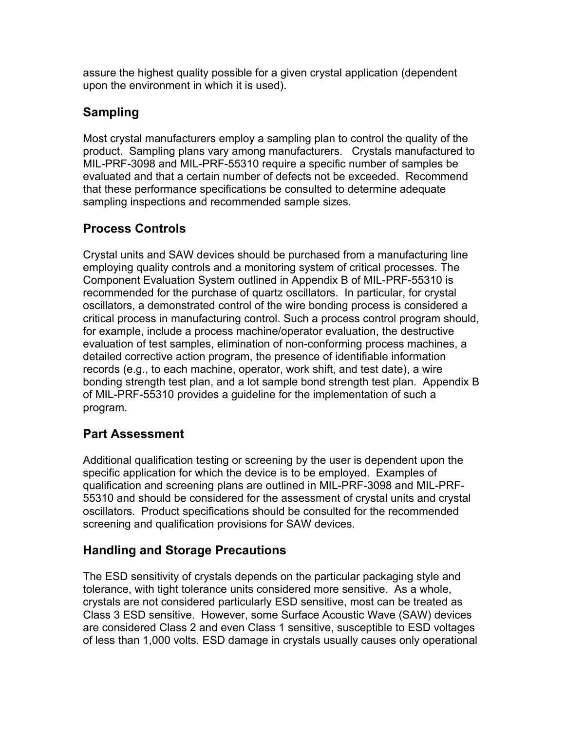assure the highest quality possible for a given crystal application (dependent upon the environment in which it is used).

## Sampling

Most crystal manufacturers employ a sampling plan to control the quality of the product. Sampling plans vary among manufacturers. Crystals manufactured to MIL-PRF-3098 and MIL-PRF-55310 require a specific number of samples be evaluated and that a certain number of defects not be exceeded. Recommend that these performance specifications be consulted to determine adequate sampling inspections and recommended sample sizes.

## Process Controls

Crystal units and SAW devices should be purchased from a manufacturing line employing quality controls and a monitoring system of critical processes. The Component Evaluation System outlined in Appendix B of MIL-PRF-55310 is recommended for the purchase of quartz oscillators. In particular, for crystal oscillators, a demonstrated control of the wire bonding process is considered a critical process in manufacturing control. Such a process control program should, for example, include a process machine/operator evaluation, the destructive evaluation of test samples, elimination of non-conforming process machines, a detailed corrective action program, the presence of identifiable information records (e.g., to each machine, operator, work shift, and test date), a wire bonding strength test plan, and a lot sample bond strength test plan. Appendix B of MIL-PRF-55310 provides a guideline for the implementation of such a program.

## Part Assessment

Additional qualification testing or screening by the user is dependent upon the specific application for which the device is to be employed. Examples of qualification and screening plans are outlined in MIL-PRF-3098 and MIL-PRF-55310 and should be considered for the assessment of crystal units and crystal oscillators. Product specifications should be consulted for the recommended screening and qualification provisions for SAW devices.

## Handling and Storage Precautions

The ESD sensitivity of crystals depends on the particular packaging style and tolerance, with tight tolerance units considered more sensitive. As a whole, crystals are not considered particularly ESD sensitive, most can be treated as Class 3 ESD sensitive. However, some Surface Acoustic Wave (SAW) devices are considered Class 2 and even Class 1 sensitive, susceptible to ESD voltages of less than 1,000 volts. ESD damage in crystals usually causes only operational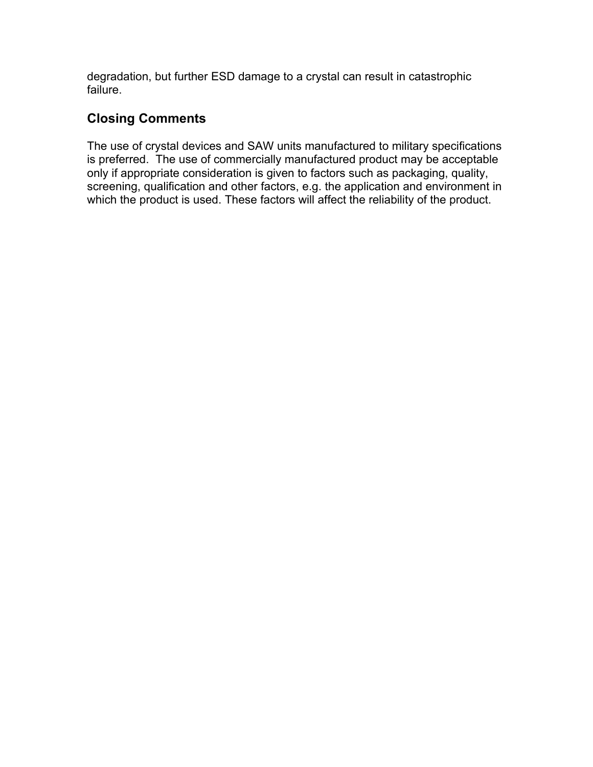degradation, but further ESD damage to a crystal can result in catastrophic failure.

## Closing Comments

The use of crystal devices and SAW units manufactured to military specifications is preferred. The use of commercially manufactured product may be acceptable only if appropriate consideration is given to factors such as packaging, quality, screening, qualification and other factors, e.g. the application and environment in which the product is used. These factors will affect the reliability of the product.